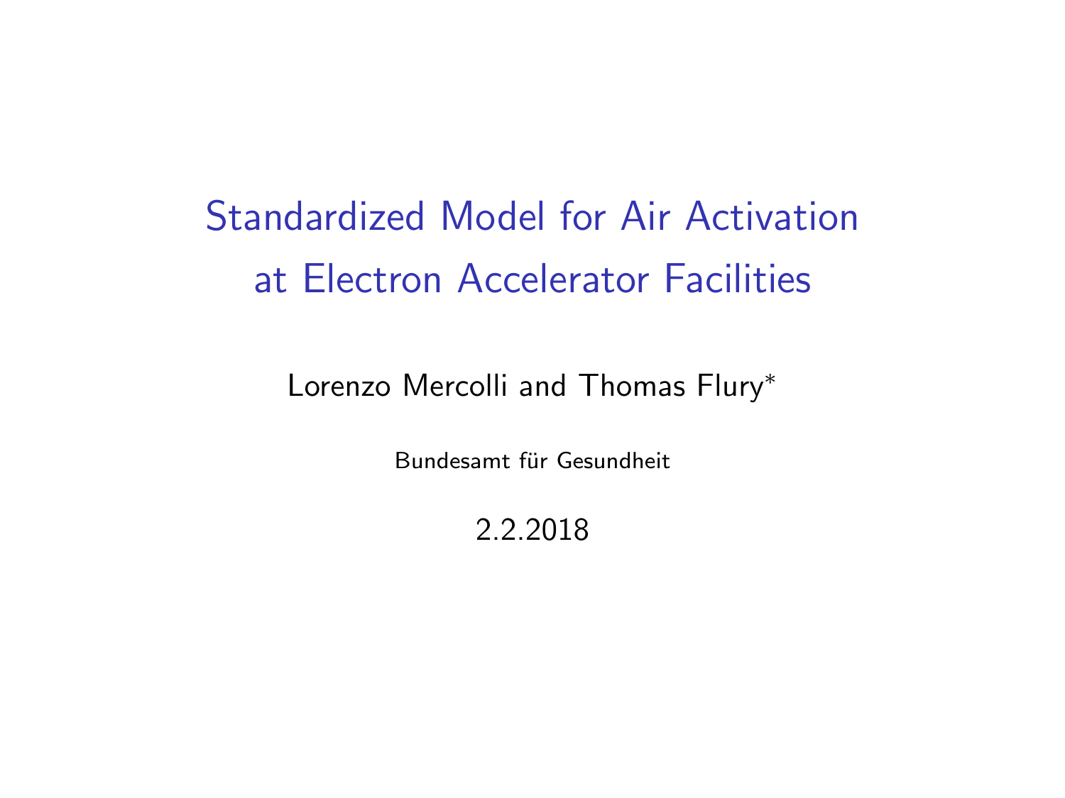# Standardized Model for Air Activation at Electron Accelerator Facilities

Lorenzo Mercolli and Thomas Flury*

Bundesamt für Gesundheit

2.2.2018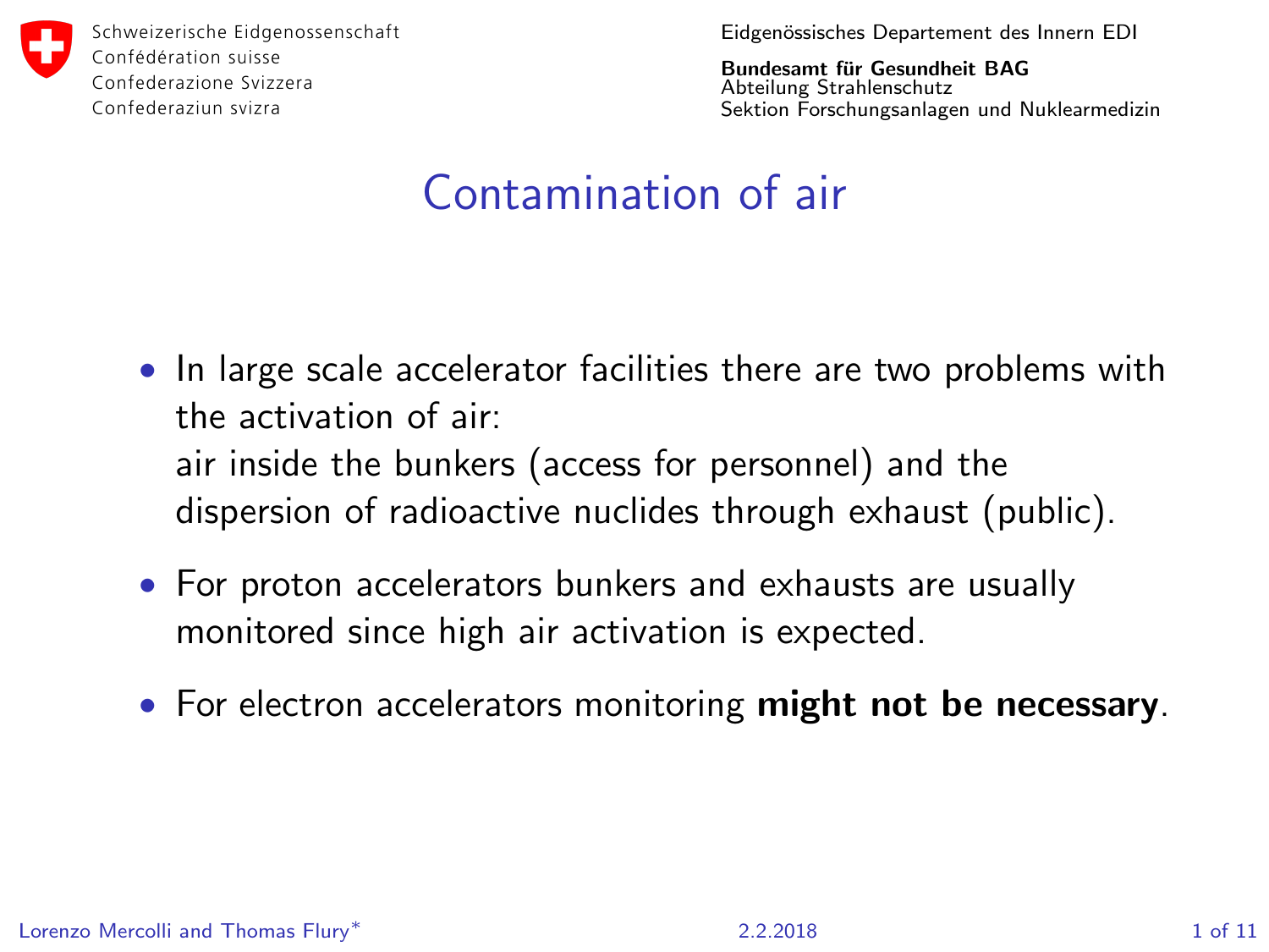# Contamination of air

- In large scale accelerator facilities there are two problems with the activation of air:
  air inside the bunkers (access for personnel) and the dispersion of radioactive nuclides through exhaust (public).
- For proton accelerators bunkers and exhausts are usually monitored since high air activation is expected.
- For electron accelerators monitoring **might not be necessary**.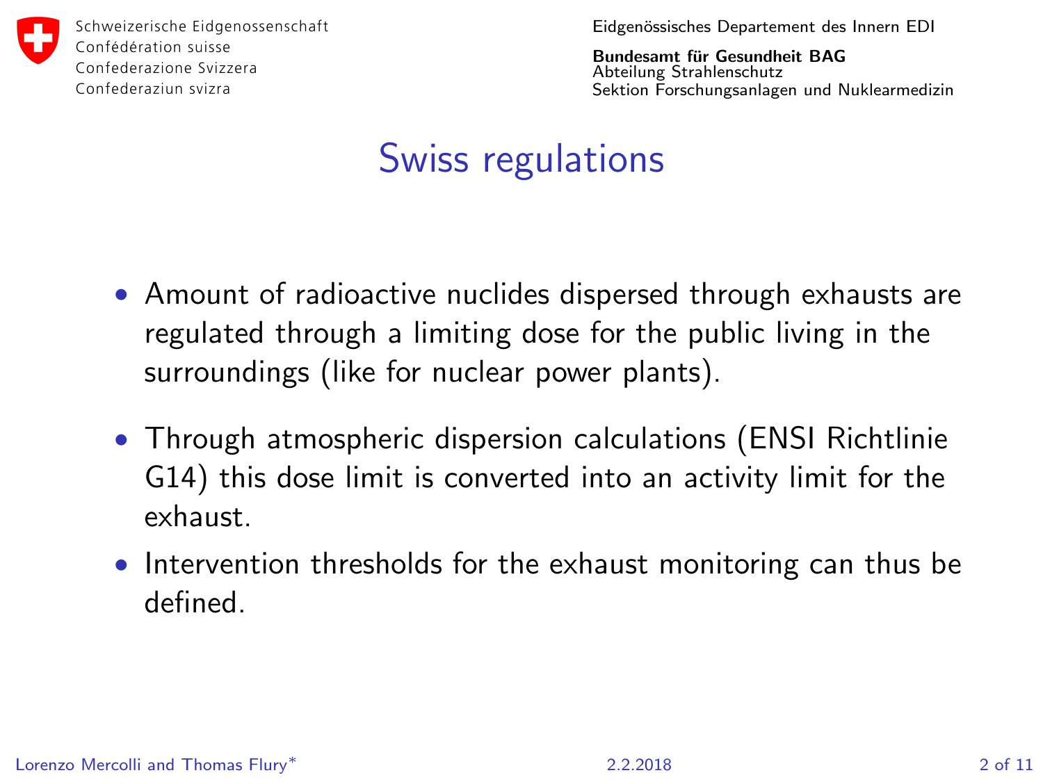# Swiss regulations

- Amount of radioactive nuclides dispersed through exhausts are regulated through a limiting dose for the public living in the surroundings (like for nuclear power plants).
- Through atmospheric dispersion calculations (ENSI Richtlinie G14) this dose limit is converted into an activity limit for the exhaust.
- Intervention thresholds for the exhaust monitoring can thus be defined.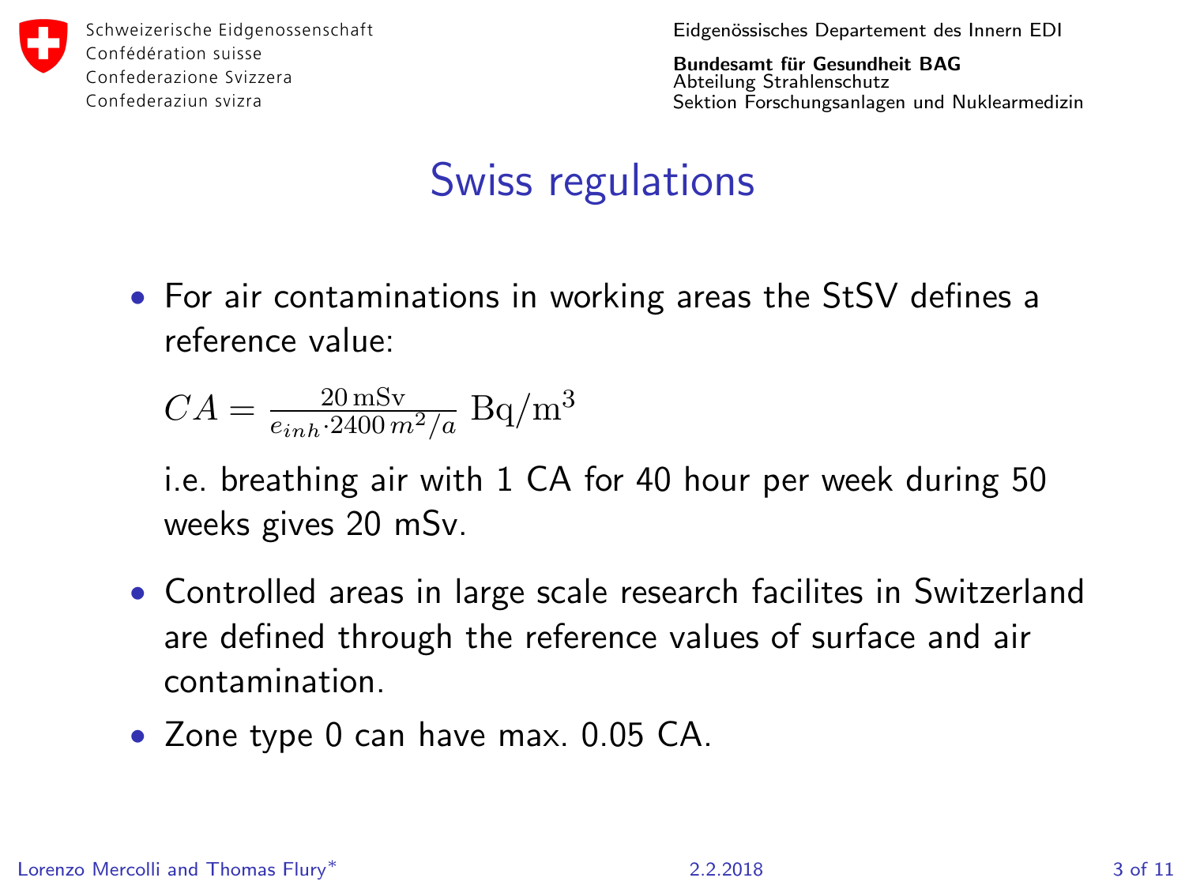# Swiss regulations

- For air contaminations in working areas the StSV defines a reference value:

  $$CA = \frac{20\,\mathrm{mSv}}{e_{inh} \cdot 2400\,m^2/a}\ \mathrm{Bq/m^3}$$

  i.e. breathing air with 1 CA for 40 hour per week during 50 weeks gives 20 mSv.

- Controlled areas in large scale research facilites in Switzerland are defined through the reference values of surface and air contamination.
- Zone type 0 can have max. 0.05 CA.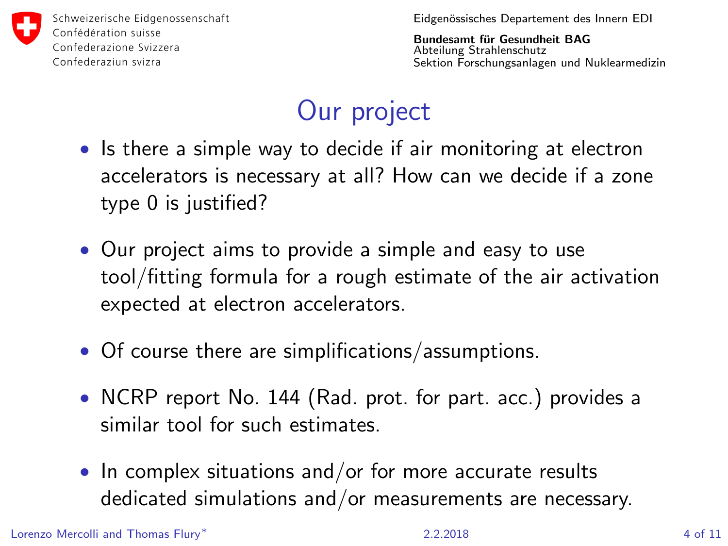# Our project

- Is there a simple way to decide if air monitoring at electron accelerators is necessary at all? How can we decide if a zone type 0 is justified?
- Our project aims to provide a simple and easy to use tool/fitting formula for a rough estimate of the air activation expected at electron accelerators.
- Of course there are simplifications/assumptions.
- NCRP report No. 144 (Rad. prot. for part. acc.) provides a similar tool for such estimates.
- In complex situations and/or for more accurate results dedicated simulations and/or measurements are necessary.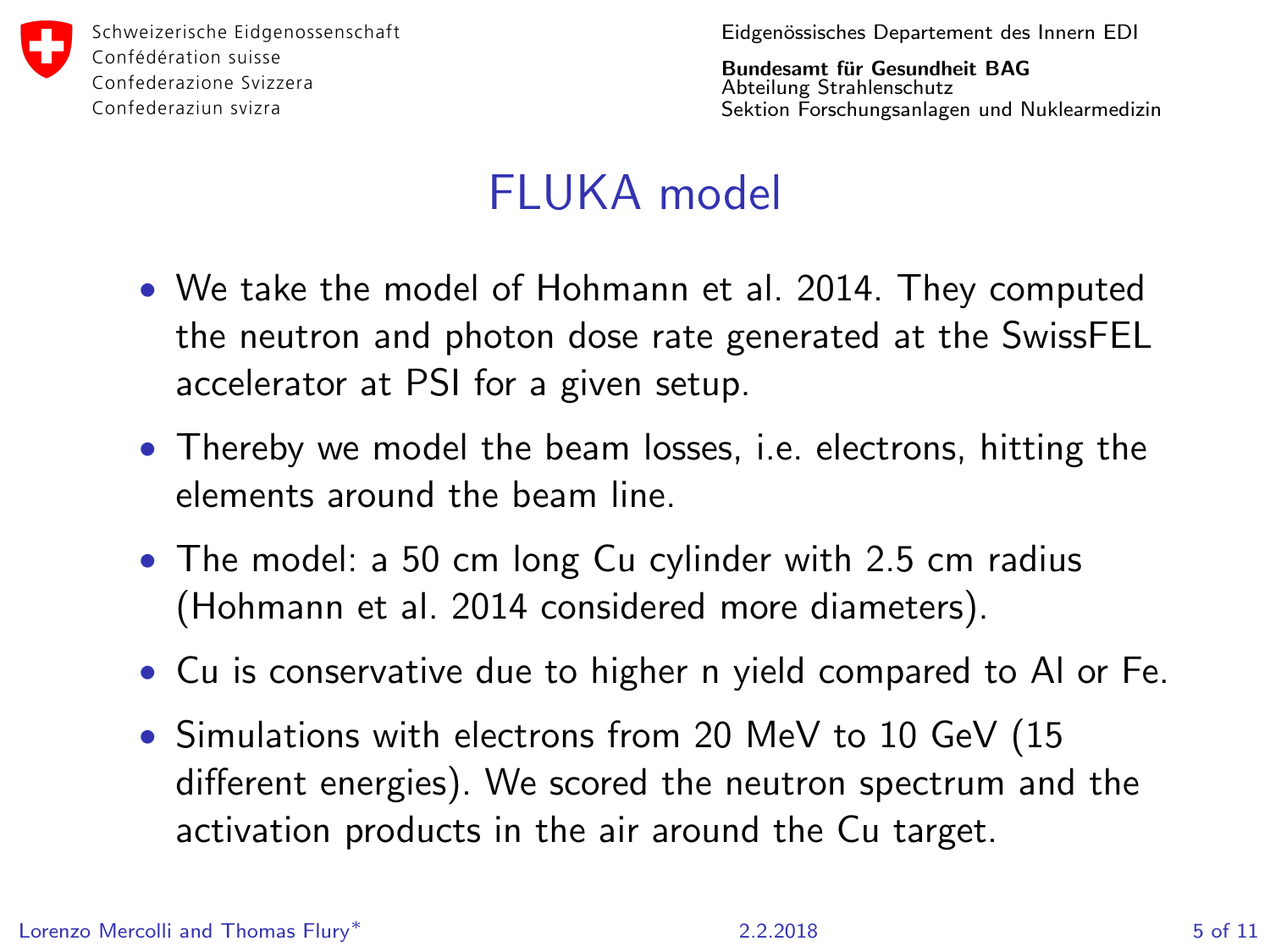# FLUKA model

- We take the model of Hohmann et al. 2014. They computed the neutron and photon dose rate generated at the SwissFEL accelerator at PSI for a given setup.
- Thereby we model the beam losses, i.e. electrons, hitting the elements around the beam line.
- The model: a 50 cm long Cu cylinder with 2.5 cm radius (Hohmann et al. 2014 considered more diameters).
- Cu is conservative due to higher n yield compared to Al or Fe.
- Simulations with electrons from 20 MeV to 10 GeV (15 different energies). We scored the neutron spectrum and the activation products in the air around the Cu target.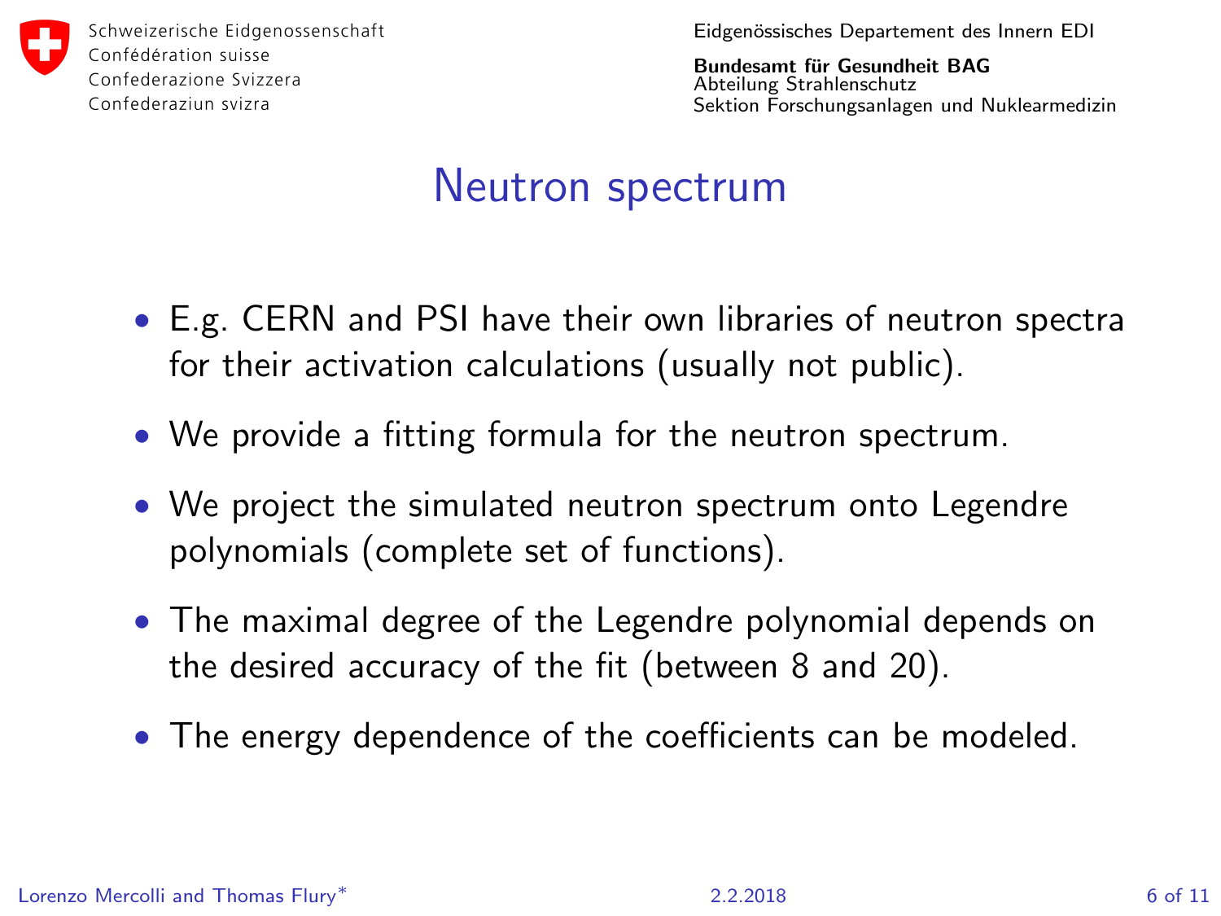# Neutron spectrum

- E.g. CERN and PSI have their own libraries of neutron spectra for their activation calculations (usually not public).
- We provide a fitting formula for the neutron spectrum.
- We project the simulated neutron spectrum onto Legendre polynomials (complete set of functions).
- The maximal degree of the Legendre polynomial depends on the desired accuracy of the fit (between 8 and 20).
- The energy dependence of the coefficients can be modeled.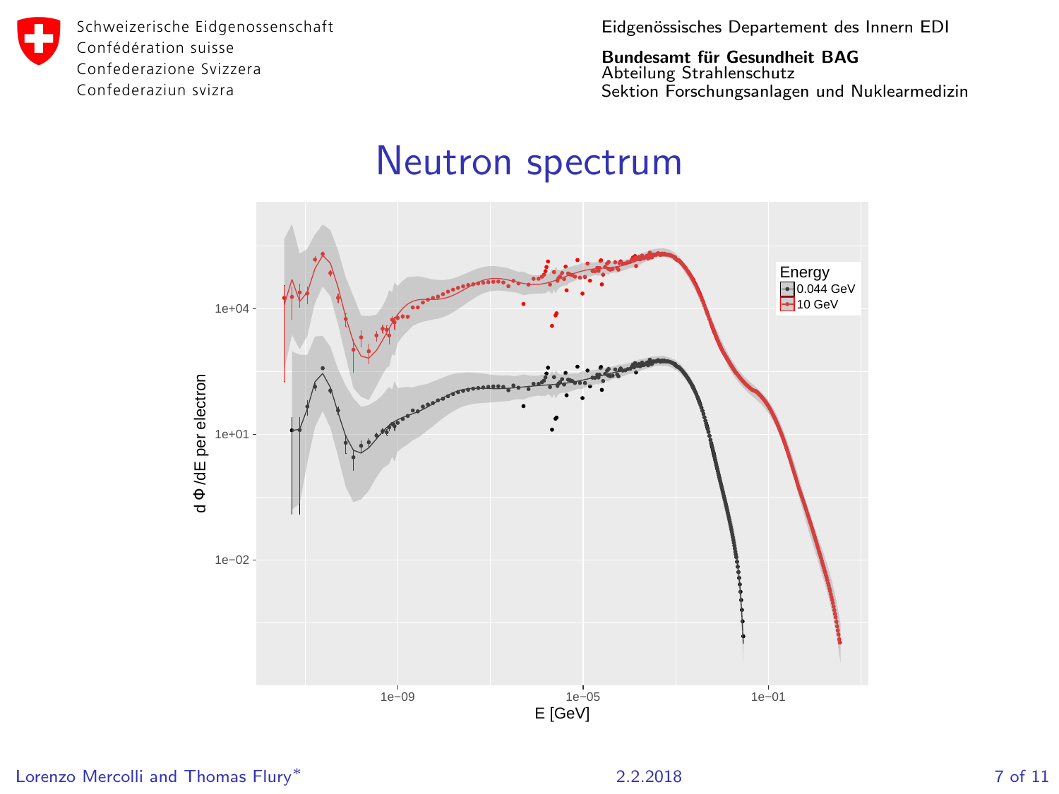# Neutron spectrum

Energy: 0.044 GeV, 10 GeV

d Φ /dE per electron

E [GeV]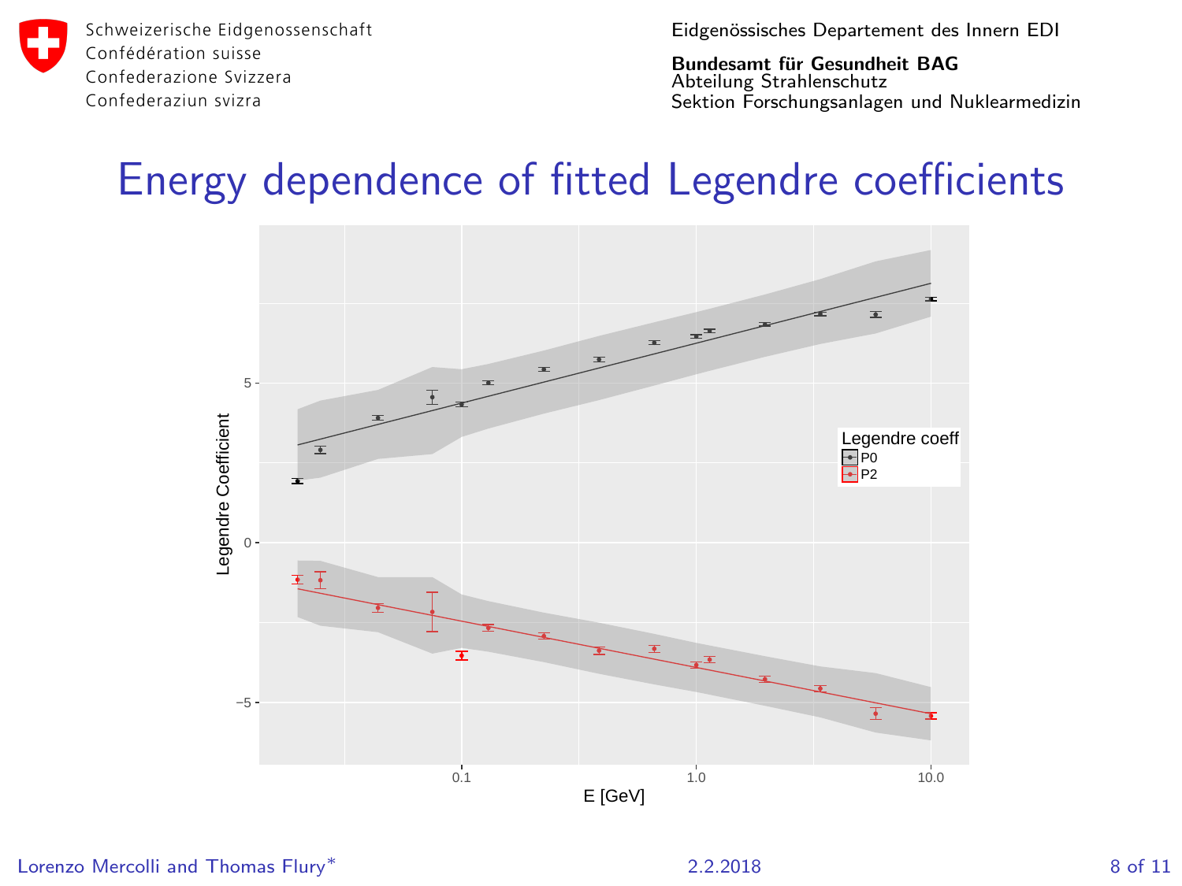# Energy dependence of fitted Legendre coefficients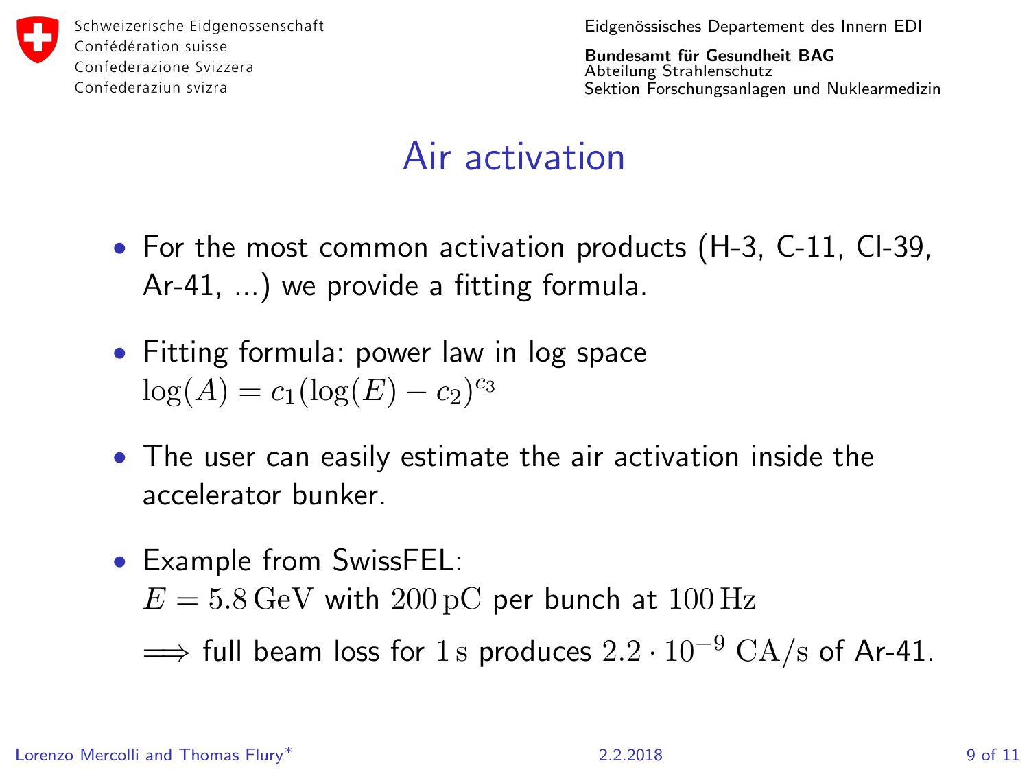# Air activation

- For the most common activation products (H-3, C-11, Cl-39, Ar-41, ...) we provide a fitting formula.
- Fitting formula: power law in log space
  $\log(A) = c_1(\log(E) - c_2)^{c_3}$
- The user can easily estimate the air activation inside the accelerator bunker.
- Example from SwissFEL:
  $E = 5.8\,\mathrm{GeV}$ with $200\,\mathrm{pC}$ per bunch at $100\,\mathrm{Hz}$
  $\Longrightarrow$ full beam loss for $1\,\mathrm{s}$ produces $2.2 \cdot 10^{-9}\ \mathrm{CA/s}$ of Ar-41.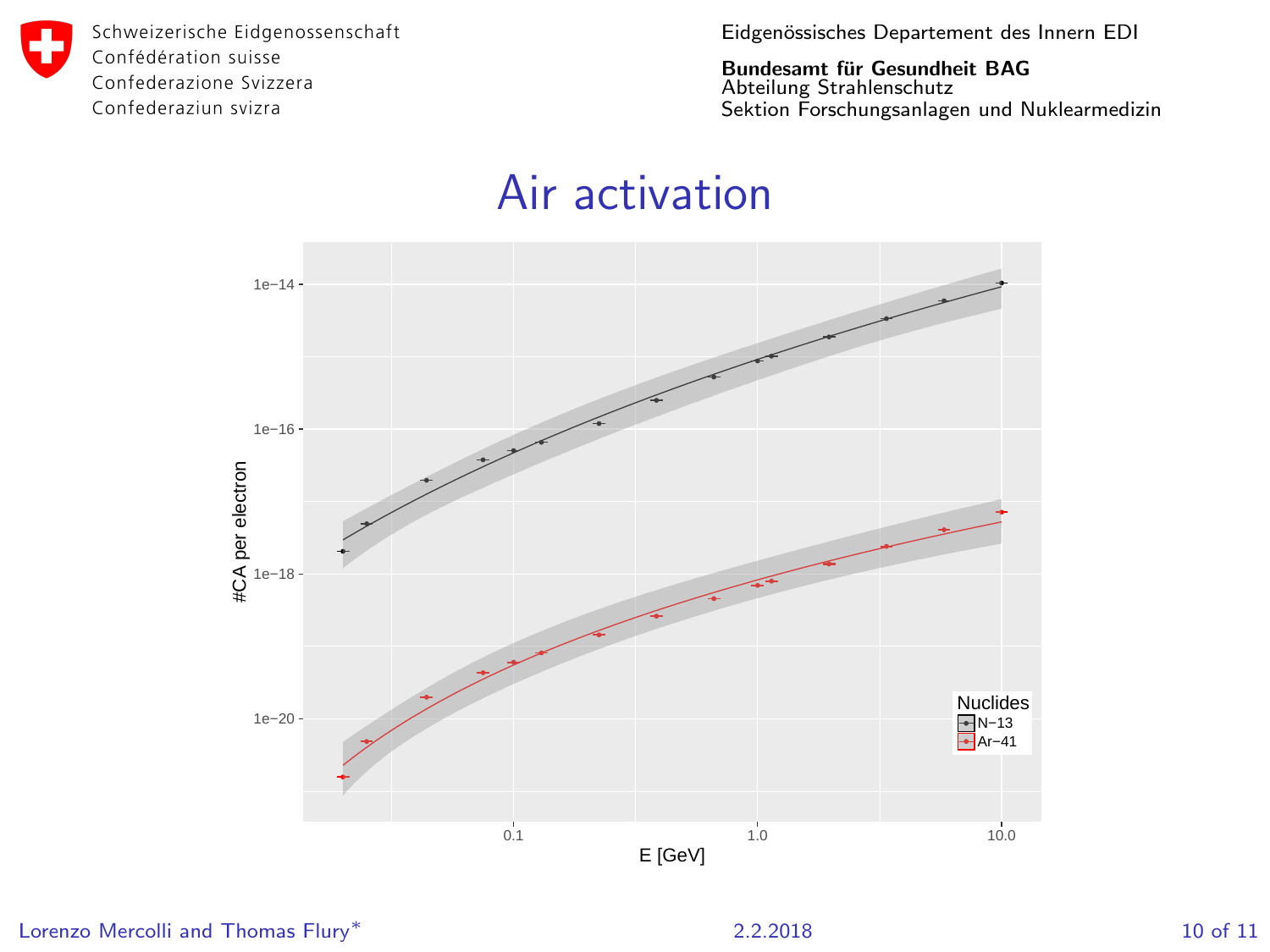# Air activation

E [GeV]

#CA per electron

Nuclides
- N−13
- Ar−41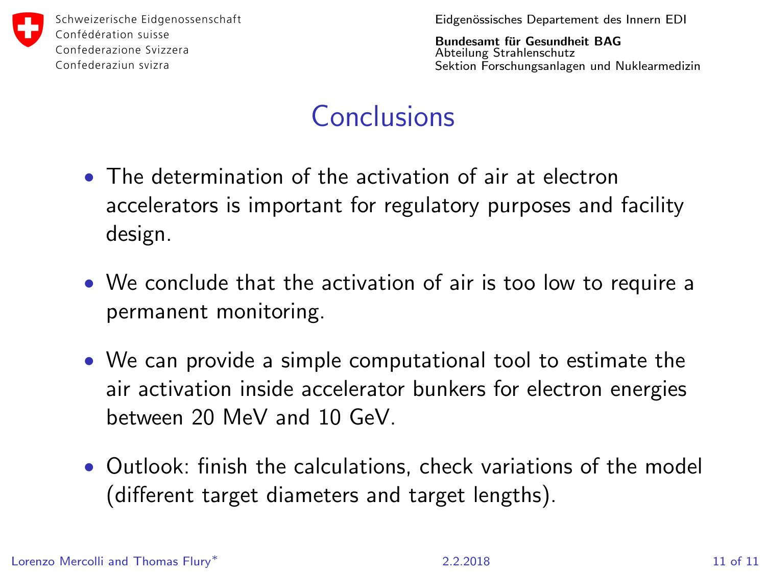# Conclusions

- The determination of the activation of air at electron accelerators is important for regulatory purposes and facility design.
- We conclude that the activation of air is too low to require a permanent monitoring.
- We can provide a simple computational tool to estimate the air activation inside accelerator bunkers for electron energies between 20 MeV and 10 GeV.
- Outlook: finish the calculations, check variations of the model (different target diameters and target lengths).